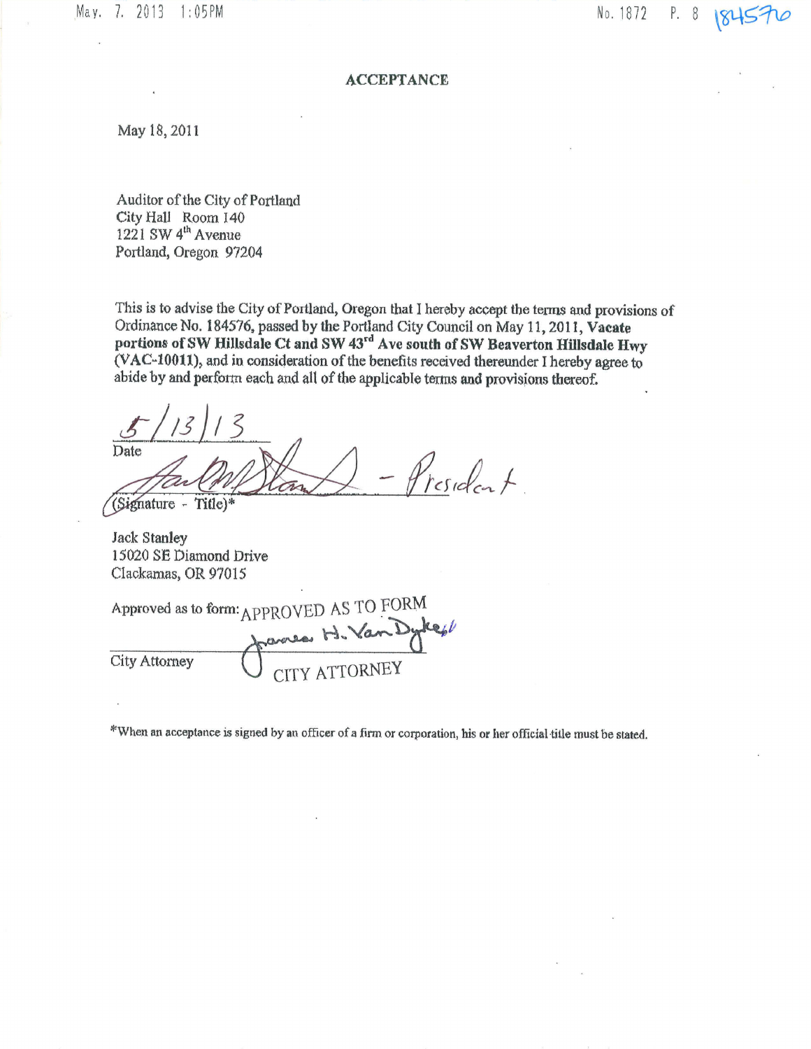# ACCEPTANCE

May 18, 2011

Auditor of the City of Portland
City Hall Room 140
1221 SW 4th Avenue
Portland, Oregon 97204

This is to advise the City of Portland, Oregon that I hereby accept the terms and provisions of Ordinance No. 184576, passed by the Portland City Council on May 11, 2011, **Vacate portions of SW Hillsdale Ct and SW 43rd Ave south of SW Beaverton Hillsdale Hwy (VAC-10011)**, and in consideration of the benefits received thereunder I hereby agree to abide by and perform each and all of the applicable terms and provisions thereof.

5/13/13
Date

- President
(Signature - Title)*

Jack Stanley
15020 SE Diamond Drive
Clackamas, OR 97015

Approved as to form: APPROVED AS TO FORM

James H. Van Dyke
City Attorney CITY ATTORNEY

*When an acceptance is signed by an officer of a firm or corporation, his or her official title must be stated.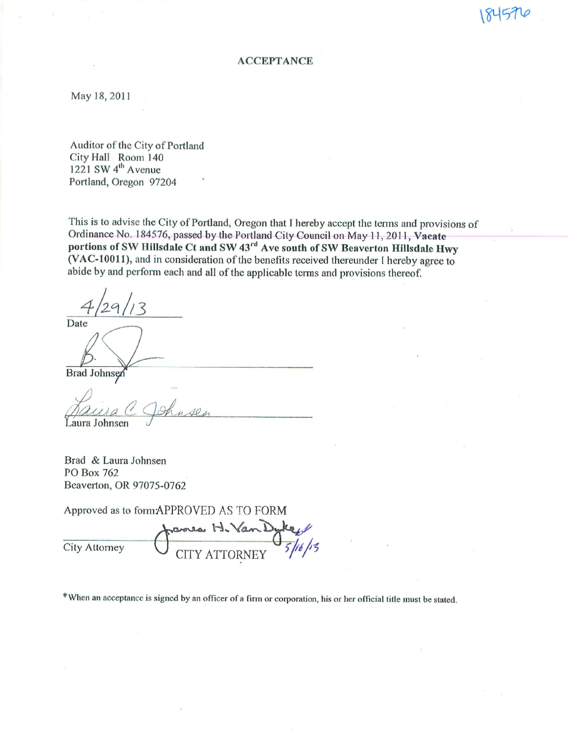184576

## ACCEPTANCE

May 18, 2011

Auditor of the City of Portland
City Hall Room 140
1221 SW 4th Avenue
Portland, Oregon 97204

This is to advise the City of Portland, Oregon that I hereby accept the terms and provisions of Ordinance No. 184576, passed by the Portland City Council on May 11, 2011, **Vacate portions of SW Hillsdale Ct and SW 43rd Ave south of SW Beaverton Hillsdale Hwy (VAC-10011)**, and in consideration of the benefits received thereunder I hereby agree to abide by and perform each and all of the applicable terms and provisions thereof.

4/29/13
Date

Brad Johnsen

Laura C Johnsen
Laura Johnsen

Brad & Laura Johnsen
PO Box 762
Beaverton, OR 97075-0762

Approved as to form: APPROVED AS TO FORM

James H. Van Dyke
City Attorney CITY ATTORNEY 5/16/13

*When an acceptance is signed by an officer of a firm or corporation, his or her official title must be stated.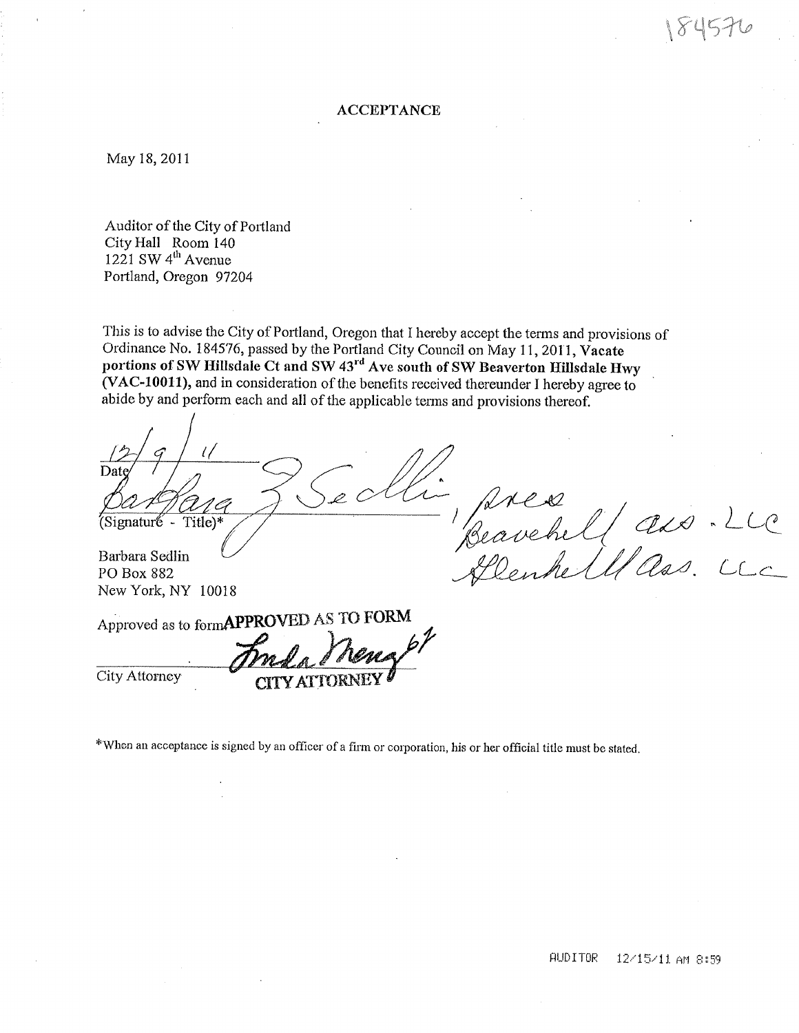184576

# ACCEPTANCE

May 18, 2011

Auditor of the City of Portland
City Hall Room 140
1221 SW 4th Avenue
Portland, Oregon 97204

This is to advise the City of Portland, Oregon that I hereby accept the terms and provisions of Ordinance No. 184576, passed by the Portland City Council on May 11, 2011, **Vacate portions of SW Hillsdale Ct and SW 43rd Ave south of SW Beaverton Hillsdale Hwy (VAC-10011)**, and in consideration of the benefits received thereunder I hereby agree to abide by and perform each and all of the applicable terms and provisions thereof.

12/9/11
Date

Barbara Z. Sedlin, Pres Beavehill Ass. LLC, Glenhill Ass. LLC
(Signature - Title)*

Barbara Sedlin
PO Box 882
New York, NY 10018

Approved as to form **APPROVED AS TO FORM**

Linda Meng
City Attorney **CITY ATTORNEY**

*When an acceptance is signed by an officer of a firm or corporation, his or her official title must be stated.

AUDITOR 12/15/11 AM 8:59